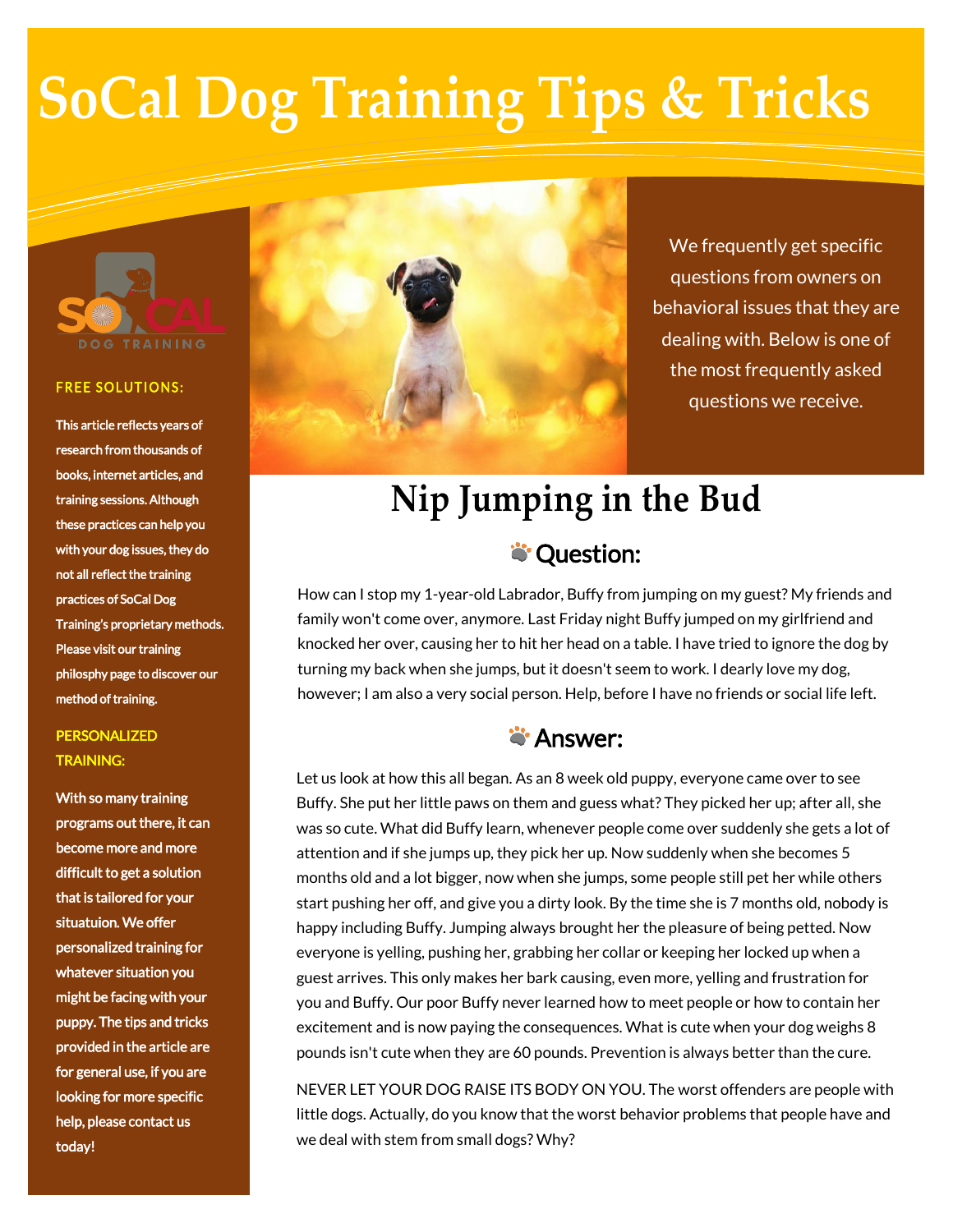# SoCal Dog Training Tips & Tricks

SOCAL DOG TRAINING

**FREE SOLUTIONS:**

This article reflects years of research from thousands of books, internet articles, and training sessions. Although these practices can help you with your dog issues, they do not all reflect the training practices of SoCal Dog Training's proprietary methods. Please visit our training philosphy page to discover our method of training.

**PERSONALIZED TRAINING:**

With so many training programs out there, it can become more and more difficult to get a solution that is tailored for your situatuion. We offer personalized training for whatever situation you might be facing with your puppy. The tips and tricks provided in the article are for general use, if you are looking for more specific help, please contact us today!

We frequently get specific questions from owners on behavioral issues that they are dealing with. Below is one of the most frequently asked questions we receive.

## Nip Jumping in the Bud

### Question:

How can I stop my 1-year-old Labrador, Buffy from jumping on my guest? My friends and family won't come over, anymore. Last Friday night Buffy jumped on my girlfriend and knocked her over, causing her to hit her head on a table. I have tried to ignore the dog by turning my back when she jumps, but it doesn't seem to work. I dearly love my dog, however; I am also a very social person. Help, before I have no friends or social life left.

### Answer:

Let us look at how this all began. As an 8 week old puppy, everyone came over to see Buffy. She put her little paws on them and guess what? They picked her up; after all, she was so cute. What did Buffy learn, whenever people come over suddenly she gets a lot of attention and if she jumps up, they pick her up. Now suddenly when she becomes 5 months old and a lot bigger, now when she jumps, some people still pet her while others start pushing her off, and give you a dirty look. By the time she is 7 months old, nobody is happy including Buffy. Jumping always brought her the pleasure of being petted. Now everyone is yelling, pushing her, grabbing her collar or keeping her locked up when a guest arrives. This only makes her bark causing, even more, yelling and frustration for you and Buffy. Our poor Buffy never learned how to meet people or how to contain her excitement and is now paying the consequences. What is cute when your dog weighs 8 pounds isn't cute when they are 60 pounds. Prevention is always better than the cure.

NEVER LET YOUR DOG RAISE ITS BODY ON YOU. The worst offenders are people with little dogs. Actually, do you know that the worst behavior problems that people have and we deal with stem from small dogs? Why?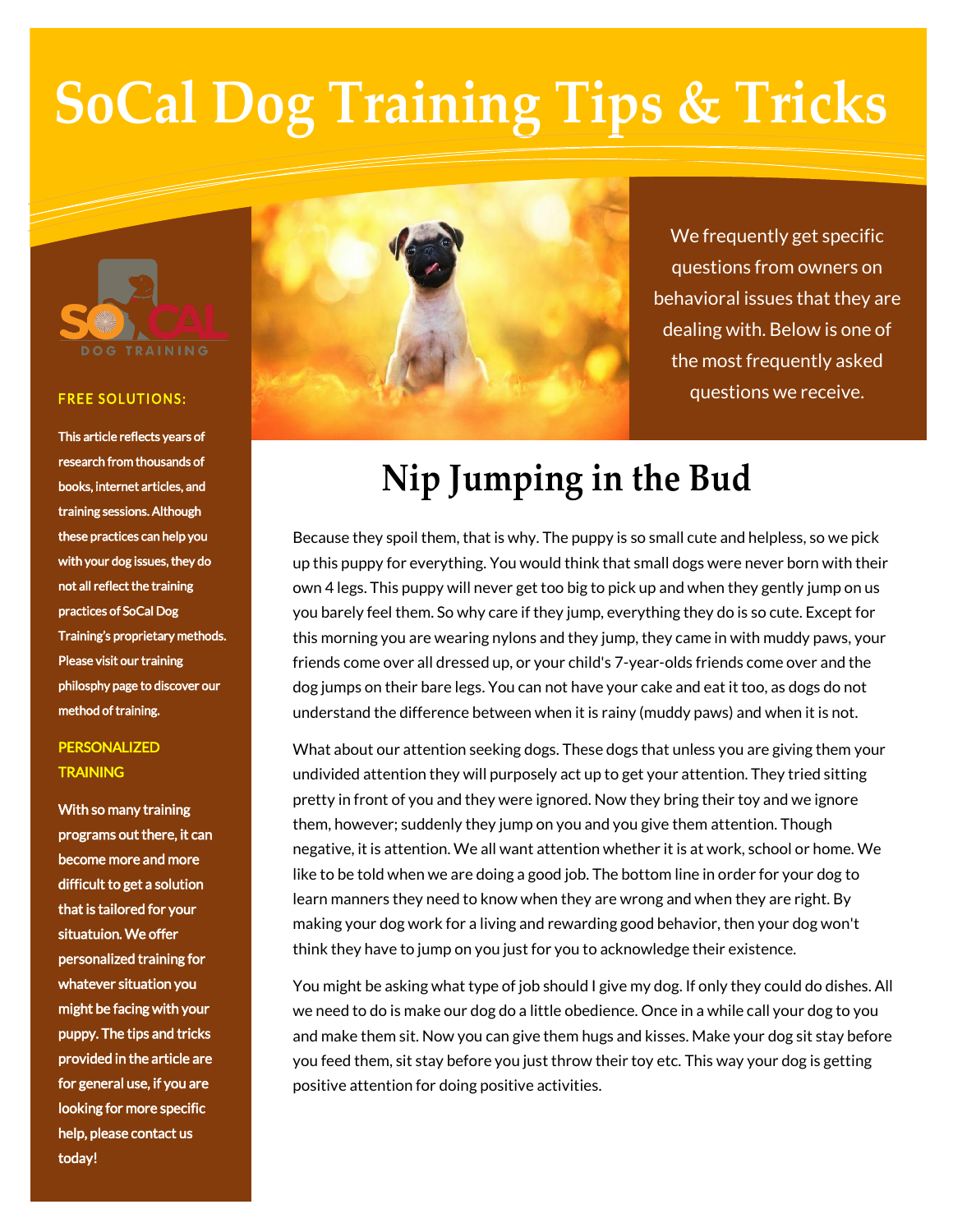# SoCal Dog Training Tips & Tricks

FREE SOLUTIONS:

**This article reflects years of research from thousands of books, internet articles, and training sessions. Although these practices can help you with your dog issues, they do not all reflect the training practices of SoCal Dog Training's proprietary methods. Please visit our training philosphy page to discover our method of training.**

PERSONALIZED TRAINING

**With so many training programs out there, it can become more and more difficult to get a solution that is tailored for your situatuion. We offer personalized training for whatever situation you might be facing with your puppy. The tips and tricks provided in the article are for general use, if you are looking for more specific help, please contact us today!**

We frequently get specific questions from owners on behavioral issues that they are dealing with. Below is one of the most frequently asked questions we receive.

## Nip Jumping in the Bud

Because they spoil them, that is why. The puppy is so small cute and helpless, so we pick up this puppy for everything. You would think that small dogs were never born with their own 4 legs. This puppy will never get too big to pick up and when they gently jump on us you barely feel them. So why care if they jump, everything they do is so cute. Except for this morning you are wearing nylons and they jump, they came in with muddy paws, your friends come over all dressed up, or your child's 7-year-olds friends come over and the dog jumps on their bare legs. You can not have your cake and eat it too, as dogs do not understand the difference between when it is rainy (muddy paws) and when it is not.

What about our attention seeking dogs. These dogs that unless you are giving them your undivided attention they will purposely act up to get your attention. They tried sitting pretty in front of you and they were ignored. Now they bring their toy and we ignore them, however; suddenly they jump on you and you give them attention. Though negative, it is attention. We all want attention whether it is at work, school or home. We like to be told when we are doing a good job. The bottom line in order for your dog to learn manners they need to know when they are wrong and when they are right. By making your dog work for a living and rewarding good behavior, then your dog won't think they have to jump on you just for you to acknowledge their existence.

You might be asking what type of job should I give my dog. If only they could do dishes. All we need to do is make our dog do a little obedience. Once in a while call your dog to you and make them sit. Now you can give them hugs and kisses. Make your dog sit stay before you feed them, sit stay before you just throw their toy etc. This way your dog is getting positive attention for doing positive activities.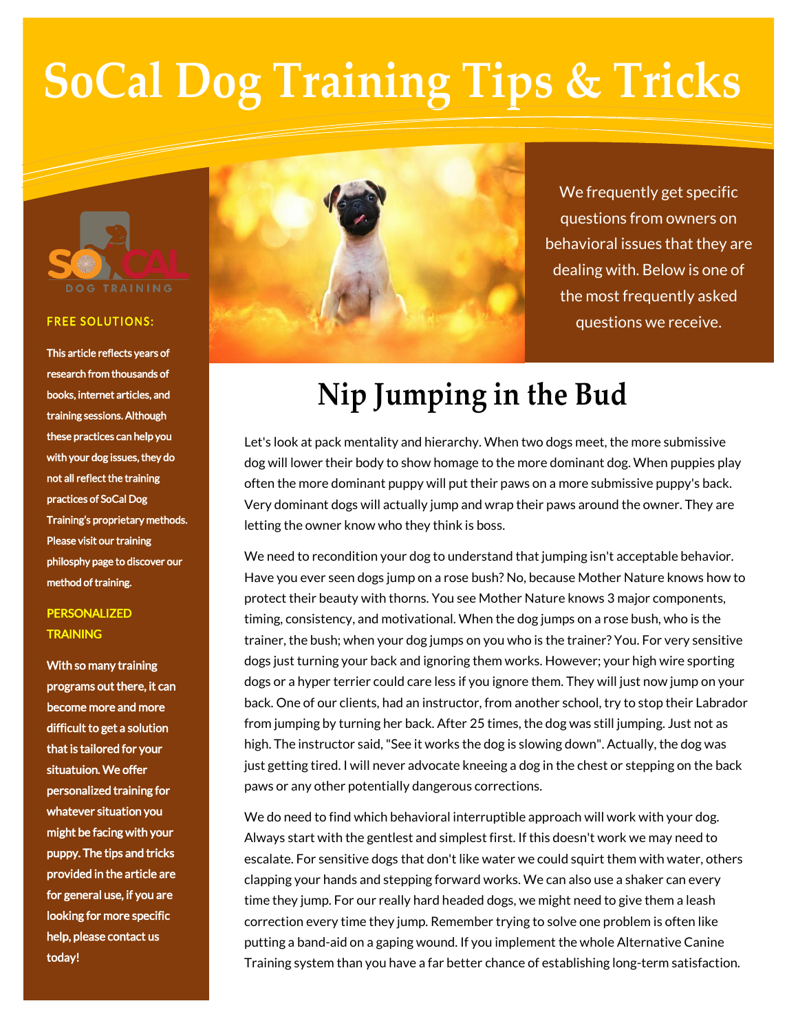# SoCal Dog Training Tips & Tricks

SOCAL DOG TRAINING

**FREE SOLUTIONS:**

This article reflects years of research from thousands of books, internet articles, and training sessions. Although these practices can help you with your dog issues, they do not all reflect the training practices of SoCal Dog Training's proprietary methods. Please visit our training philosphy page to discover our method of training.

**PERSONALIZED TRAINING**

With so many training programs out there, it can become more and more difficult to get a solution that is tailored for your situatuion. We offer personalized training for whatever situation you might be facing with your puppy. The tips and tricks provided in the article are for general use, if you are looking for more specific help, please contact us today!

We frequently get specific questions from owners on behavioral issues that they are dealing with. Below is one of the most frequently asked questions we receive.

## Nip Jumping in the Bud

Let's look at pack mentality and hierarchy. When two dogs meet, the more submissive dog will lower their body to show homage to the more dominant dog. When puppies play often the more dominant puppy will put their paws on a more submissive puppy's back. Very dominant dogs will actually jump and wrap their paws around the owner. They are letting the owner know who they think is boss.

We need to recondition your dog to understand that jumping isn't acceptable behavior. Have you ever seen dogs jump on a rose bush? No, because Mother Nature knows how to protect their beauty with thorns. You see Mother Nature knows 3 major components, timing, consistency, and motivational. When the dog jumps on a rose bush, who is the trainer, the bush; when your dog jumps on you who is the trainer? You. For very sensitive dogs just turning your back and ignoring them works. However; your high wire sporting dogs or a hyper terrier could care less if you ignore them. They will just now jump on your back. One of our clients, had an instructor, from another school, try to stop their Labrador from jumping by turning her back. After 25 times, the dog was still jumping. Just not as high. The instructor said, "See it works the dog is slowing down". Actually, the dog was just getting tired. I will never advocate kneeing a dog in the chest or stepping on the back paws or any other potentially dangerous corrections.

We do need to find which behavioral interruptible approach will work with your dog. Always start with the gentlest and simplest first. If this doesn't work we may need to escalate. For sensitive dogs that don't like water we could squirt them with water, others clapping your hands and stepping forward works. We can also use a shaker can every time they jump. For our really hard headed dogs, we might need to give them a leash correction every time they jump. Remember trying to solve one problem is often like putting a band-aid on a gaping wound. If you implement the whole Alternative Canine Training system than you have a far better chance of establishing long-term satisfaction.